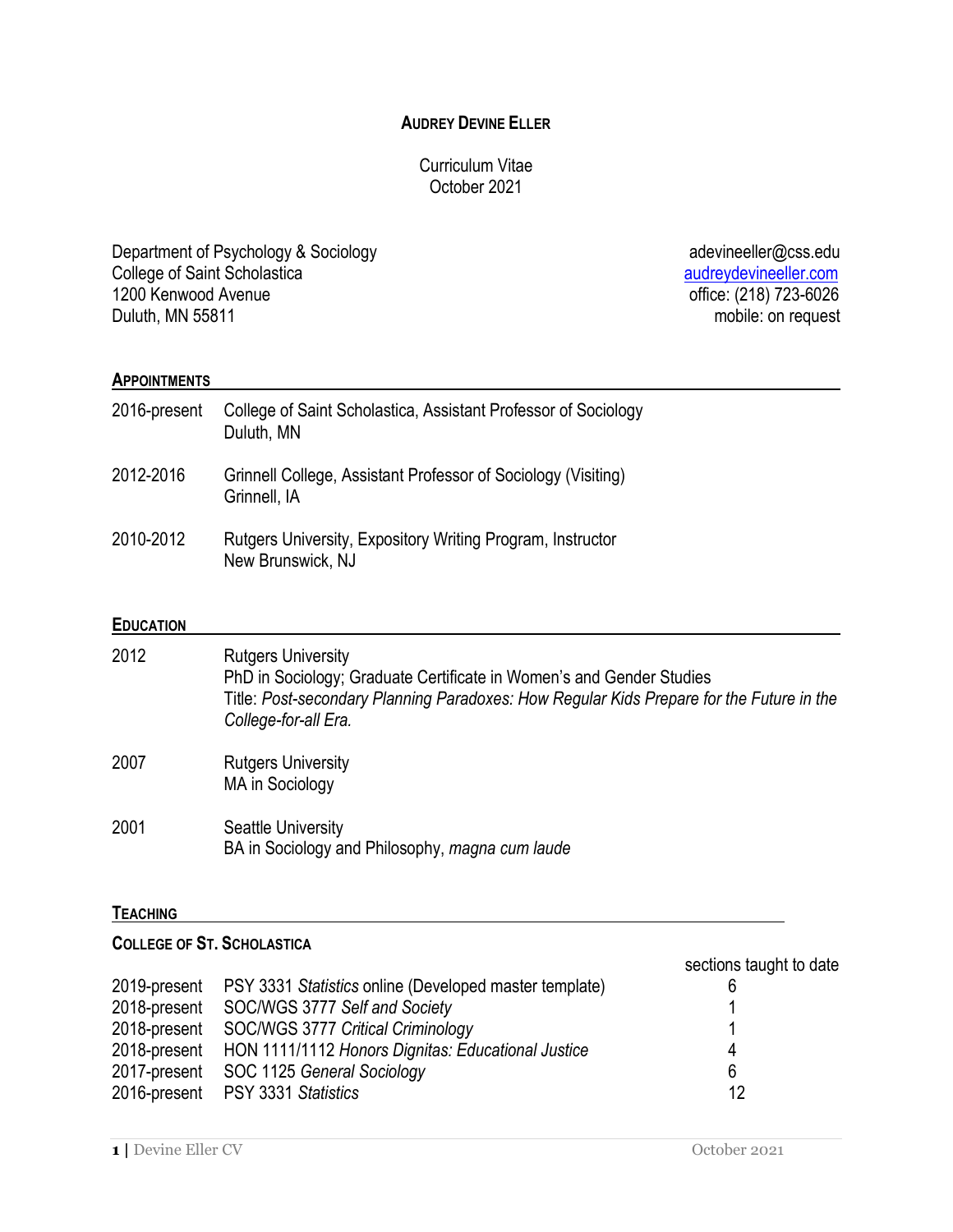# Audrey Devine Eller

Curriculum Vitae
October 2021

Department of Psychology & Sociology
College of Saint Scholastica
1200 Kenwood Avenue
Duluth, MN 55811

adevineeller@css.edu
audreydevineeller.com
office: (218) 723-6026
mobile: on request

## Appointments

2016-present College of Saint Scholastica, Assistant Professor of Sociology
Duluth, MN

2012-2016 Grinnell College, Assistant Professor of Sociology (Visiting)
Grinnell, IA

2010-2012 Rutgers University, Expository Writing Program, Instructor
New Brunswick, NJ

## Education

2012 Rutgers University
PhD in Sociology; Graduate Certificate in Women's and Gender Studies
Title: *Post-secondary Planning Paradoxes: How Regular Kids Prepare for the Future in the College-for-all Era.*

2007 Rutgers University
MA in Sociology

2001 Seattle University
BA in Sociology and Philosophy, *magna cum laude*

## Teaching

### College of St. Scholastica

| | | sections taught to date |
|---|---|---|
| 2019-present | PSY 3331 *Statistics* online (Developed master template) | 6 |
| 2018-present | SOC/WGS 3777 *Self and Society* | 1 |
| 2018-present | SOC/WGS 3777 *Critical Criminology* | 1 |
| 2018-present | HON 1111/1112 *Honors Dignitas: Educational Justice* | 4 |
| 2017-present | SOC 1125 *General Sociology* | 6 |
| 2016-present | PSY 3331 *Statistics* | 12 |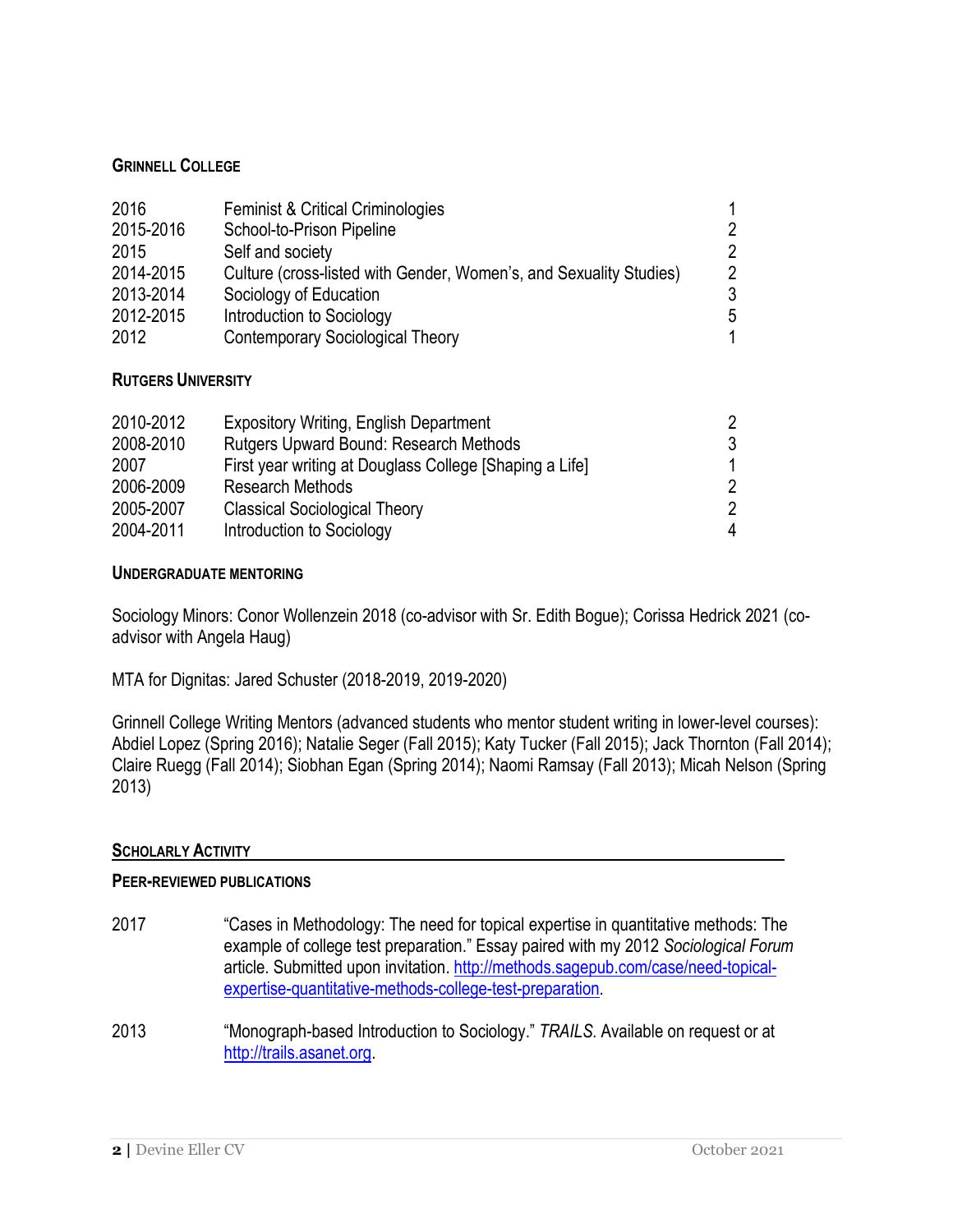### GRINNELL COLLEGE

| | | |
|---|---|---|
| 2016 | Feminist & Critical Criminologies | 1 |
| 2015-2016 | School-to-Prison Pipeline | 2 |
| 2015 | Self and society | 2 |
| 2014-2015 | Culture (cross-listed with Gender, Women's, and Sexuality Studies) | 2 |
| 2013-2014 | Sociology of Education | 3 |
| 2012-2015 | Introduction to Sociology | 5 |
| 2012 | Contemporary Sociological Theory | 1 |

### RUTGERS UNIVERSITY

| | | |
|---|---|---|
| 2010-2012 | Expository Writing, English Department | 2 |
| 2008-2010 | Rutgers Upward Bound: Research Methods | 3 |
| 2007 | First year writing at Douglass College [Shaping a Life] | 1 |
| 2006-2009 | Research Methods | 2 |
| 2005-2007 | Classical Sociological Theory | 2 |
| 2004-2011 | Introduction to Sociology | 4 |

### UNDERGRADUATE MENTORING

Sociology Minors: Conor Wollenzein 2018 (co-advisor with Sr. Edith Bogue); Corissa Hedrick 2021 (co-advisor with Angela Haug)

MTA for Dignitas: Jared Schuster (2018-2019, 2019-2020)

Grinnell College Writing Mentors (advanced students who mentor student writing in lower-level courses): Abdiel Lopez (Spring 2016); Natalie Seger (Fall 2015); Katy Tucker (Fall 2015); Jack Thornton (Fall 2014); Claire Ruegg (Fall 2014); Siobhan Egan (Spring 2014); Naomi Ramsay (Fall 2013); Micah Nelson (Spring 2013)

## SCHOLARLY ACTIVITY

### PEER-REVIEWED PUBLICATIONS

2017 "Cases in Methodology: The need for topical expertise in quantitative methods: The example of college test preparation." Essay paired with my 2012 *Sociological Forum* article. Submitted upon invitation. http://methods.sagepub.com/case/need-topical-expertise-quantitative-methods-college-test-preparation.

2013 "Monograph-based Introduction to Sociology." *TRAILS*. Available on request or at http://trails.asanet.org.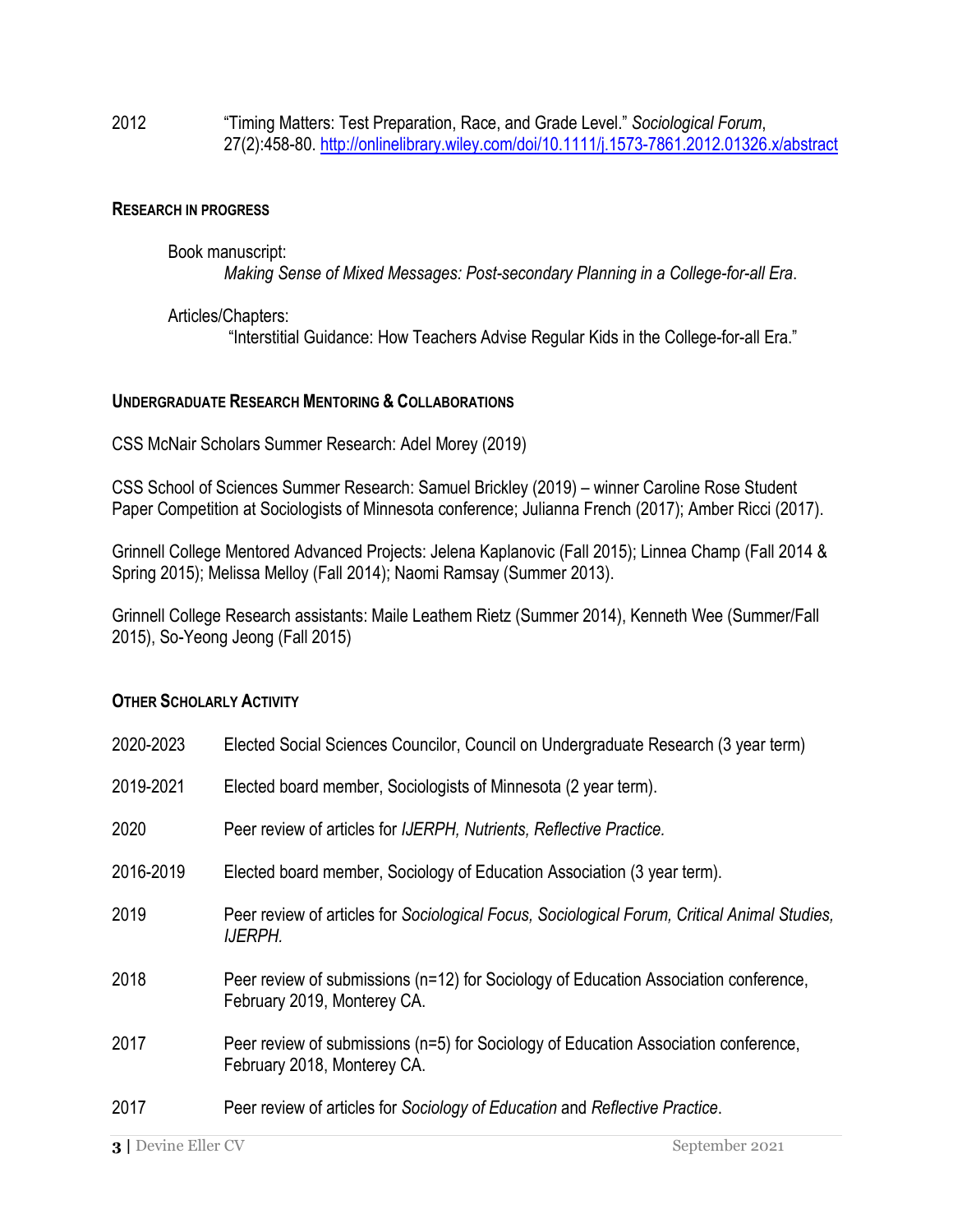2012 “Timing Matters: Test Preparation, Race, and Grade Level.” *Sociological Forum*, 27(2):458-80. http://onlinelibrary.wiley.com/doi/10.1111/j.1573-7861.2012.01326.x/abstract

## RESEARCH IN PROGRESS

Book manuscript:

*Making Sense of Mixed Messages: Post-secondary Planning in a College-for-all Era*.

Articles/Chapters:

“Interstitial Guidance: How Teachers Advise Regular Kids in the College-for-all Era.”

## UNDERGRADUATE RESEARCH MENTORING & COLLABORATIONS

CSS McNair Scholars Summer Research: Adel Morey (2019)

CSS School of Sciences Summer Research: Samuel Brickley (2019) – winner Caroline Rose Student Paper Competition at Sociologists of Minnesota conference; Julianna French (2017); Amber Ricci (2017).

Grinnell College Mentored Advanced Projects: Jelena Kaplanovic (Fall 2015); Linnea Champ (Fall 2014 & Spring 2015); Melissa Melloy (Fall 2014); Naomi Ramsay (Summer 2013).

Grinnell College Research assistants: Maile Leathem Rietz (Summer 2014), Kenneth Wee (Summer/Fall 2015), So-Yeong Jeong (Fall 2015)

## OTHER SCHOLARLY ACTIVITY

2020-2023 Elected Social Sciences Councilor, Council on Undergraduate Research (3 year term)

2019-2021 Elected board member, Sociologists of Minnesota (2 year term).

2020 Peer review of articles for *IJERPH, Nutrients, Reflective Practice.*

2016-2019 Elected board member, Sociology of Education Association (3 year term).

2019 Peer review of articles for *Sociological Focus, Sociological Forum, Critical Animal Studies, IJERPH.*

2018 Peer review of submissions (n=12) for Sociology of Education Association conference, February 2019, Monterey CA.

2017 Peer review of submissions (n=5) for Sociology of Education Association conference, February 2018, Monterey CA.

2017 Peer review of articles for *Sociology of Education* and *Reflective Practice*.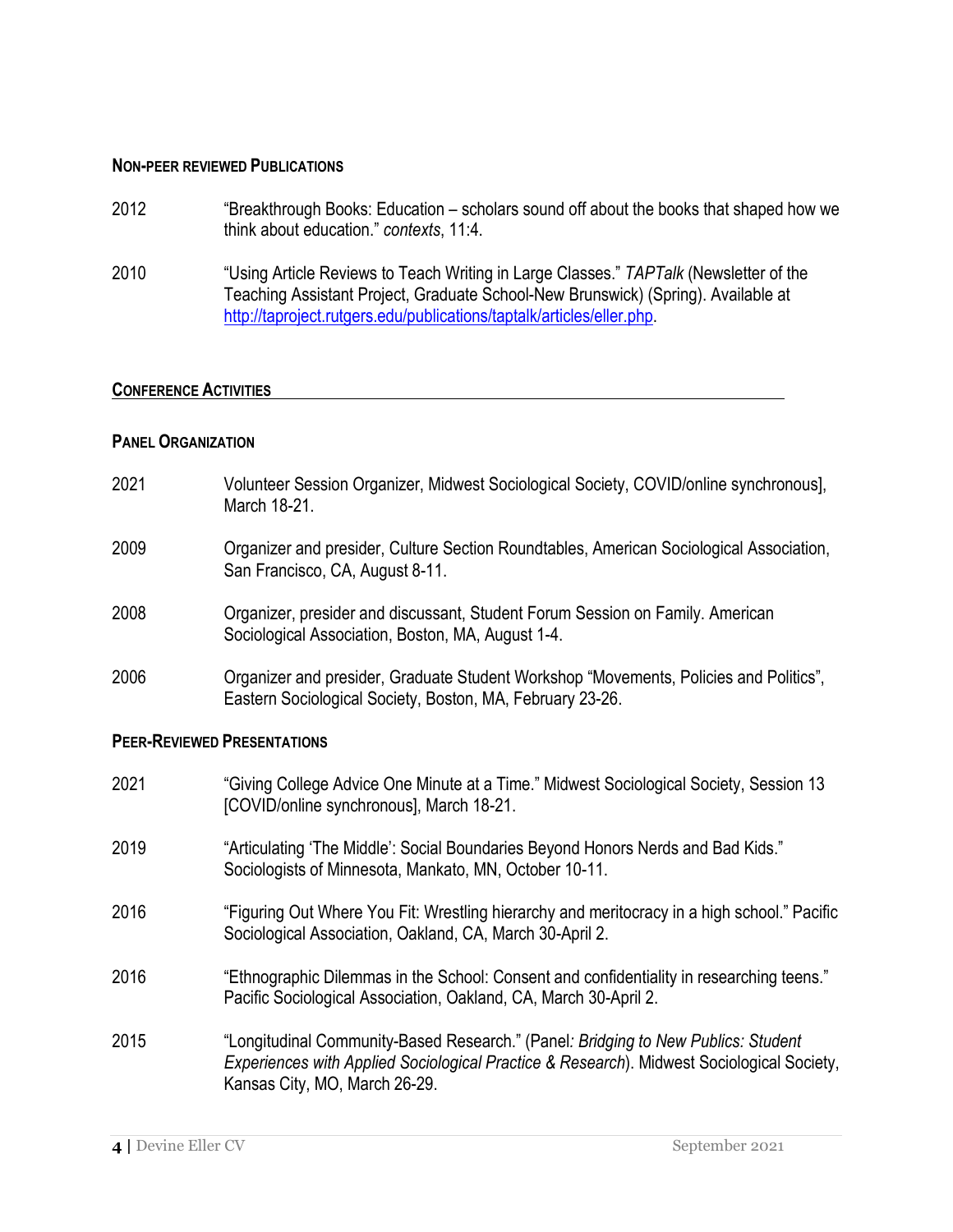### Non-peer reviewed Publications

2012 “Breakthrough Books: Education – scholars sound off about the books that shaped how we think about education.” *contexts*, 11:4.

2010 “Using Article Reviews to Teach Writing in Large Classes.” *TAPTalk* (Newsletter of the Teaching Assistant Project, Graduate School-New Brunswick) (Spring). Available at [http://taproject.rutgers.edu/publications/taptalk/articles/eller.php](http://taproject.rutgers.edu/publications/taptalk/articles/eller.php).

## Conference Activities

### Panel Organization

2021 Volunteer Session Organizer, Midwest Sociological Society, COVID/online synchronous], March 18-21.

2009 Organizer and presider, Culture Section Roundtables, American Sociological Association, San Francisco, CA, August 8-11.

2008 Organizer, presider and discussant, Student Forum Session on Family. American Sociological Association, Boston, MA, August 1-4.

2006 Organizer and presider, Graduate Student Workshop “Movements, Policies and Politics”, Eastern Sociological Society, Boston, MA, February 23-26.

### Peer-Reviewed Presentations

2021 “Giving College Advice One Minute at a Time.” Midwest Sociological Society, Session 13 [COVID/online synchronous], March 18-21.

2019 “Articulating ‘The Middle’: Social Boundaries Beyond Honors Nerds and Bad Kids.” Sociologists of Minnesota, Mankato, MN, October 10-11.

2016 “Figuring Out Where You Fit: Wrestling hierarchy and meritocracy in a high school.” Pacific Sociological Association, Oakland, CA, March 30-April 2.

2016 “Ethnographic Dilemmas in the School: Consent and confidentiality in researching teens.” Pacific Sociological Association, Oakland, CA, March 30-April 2.

2015 “Longitudinal Community-Based Research.” (Panel*: Bridging to New Publics: Student Experiences with Applied Sociological Practice & Research*). Midwest Sociological Society, Kansas City, MO, March 26-29.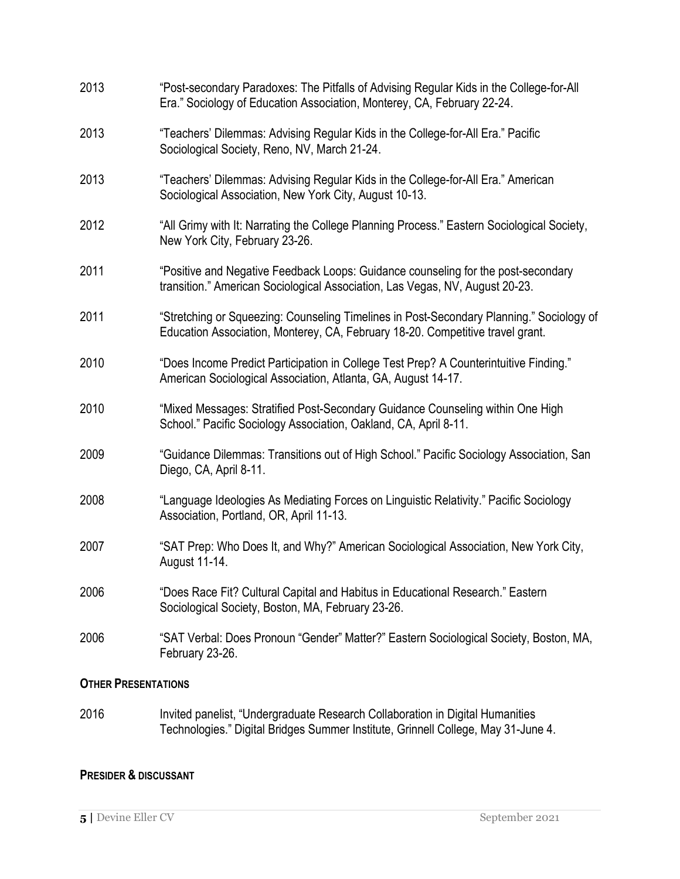2013 "Post-secondary Paradoxes: The Pitfalls of Advising Regular Kids in the College-for-All Era." Sociology of Education Association, Monterey, CA, February 22-24.

2013 "Teachers' Dilemmas: Advising Regular Kids in the College-for-All Era." Pacific Sociological Society, Reno, NV, March 21-24.

2013 "Teachers' Dilemmas: Advising Regular Kids in the College-for-All Era." American Sociological Association, New York City, August 10-13.

2012 "All Grimy with It: Narrating the College Planning Process." Eastern Sociological Society, New York City, February 23-26.

2011 "Positive and Negative Feedback Loops: Guidance counseling for the post-secondary transition." American Sociological Association, Las Vegas, NV, August 20-23.

2011 "Stretching or Squeezing: Counseling Timelines in Post-Secondary Planning." Sociology of Education Association, Monterey, CA, February 18-20. Competitive travel grant.

2010 "Does Income Predict Participation in College Test Prep? A Counterintuitive Finding." American Sociological Association, Atlanta, GA, August 14-17.

2010 "Mixed Messages: Stratified Post-Secondary Guidance Counseling within One High School." Pacific Sociology Association, Oakland, CA, April 8-11.

2009 "Guidance Dilemmas: Transitions out of High School." Pacific Sociology Association, San Diego, CA, April 8-11.

2008 "Language Ideologies As Mediating Forces on Linguistic Relativity." Pacific Sociology Association, Portland, OR, April 11-13.

2007 "SAT Prep: Who Does It, and Why?" American Sociological Association, New York City, August 11-14.

2006 "Does Race Fit? Cultural Capital and Habitus in Educational Research." Eastern Sociological Society, Boston, MA, February 23-26.

2006 "SAT Verbal: Does Pronoun "Gender" Matter?" Eastern Sociological Society, Boston, MA, February 23-26.

### Other Presentations

2016 Invited panelist, "Undergraduate Research Collaboration in Digital Humanities Technologies." Digital Bridges Summer Institute, Grinnell College, May 31-June 4.

### Presider & discussant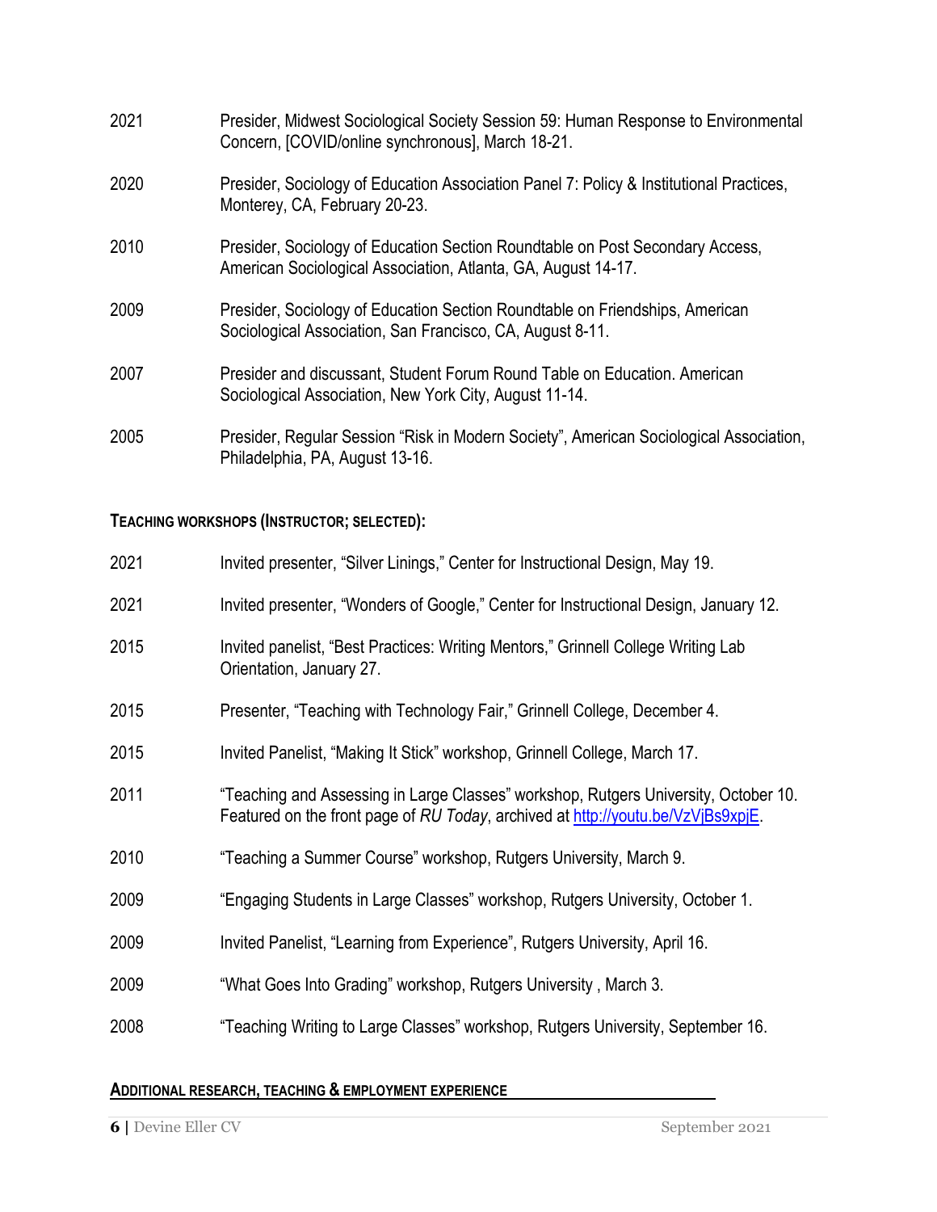2021 Presider, Midwest Sociological Society Session 59: Human Response to Environmental Concern, [COVID/online synchronous], March 18-21.

2020 Presider, Sociology of Education Association Panel 7: Policy & Institutional Practices, Monterey, CA, February 20-23.

2010 Presider, Sociology of Education Section Roundtable on Post Secondary Access, American Sociological Association, Atlanta, GA, August 14-17.

2009 Presider, Sociology of Education Section Roundtable on Friendships, American Sociological Association, San Francisco, CA, August 8-11.

2007 Presider and discussant, Student Forum Round Table on Education. American Sociological Association, New York City, August 11-14.

2005 Presider, Regular Session "Risk in Modern Society", American Sociological Association, Philadelphia, PA, August 13-16.

**TEACHING WORKSHOPS (INSTRUCTOR; SELECTED):**

2021 Invited presenter, "Silver Linings," Center for Instructional Design, May 19.

2021 Invited presenter, "Wonders of Google," Center for Instructional Design, January 12.

2015 Invited panelist, "Best Practices: Writing Mentors," Grinnell College Writing Lab Orientation, January 27.

2015 Presenter, "Teaching with Technology Fair," Grinnell College, December 4.

2015 Invited Panelist, "Making It Stick" workshop, Grinnell College, March 17.

2011 "Teaching and Assessing in Large Classes" workshop, Rutgers University, October 10. Featured on the front page of *RU Today*, archived at [http://youtu.be/VzVjBs9xpjE](http://youtu.be/VzVjBs9xpjE).

2010 "Teaching a Summer Course" workshop, Rutgers University, March 9.

2009 "Engaging Students in Large Classes" workshop, Rutgers University, October 1.

2009 Invited Panelist, "Learning from Experience", Rutgers University, April 16.

2009 "What Goes Into Grading" workshop, Rutgers University , March 3.

2008 "Teaching Writing to Large Classes" workshop, Rutgers University, September 16.

**ADDITIONAL RESEARCH, TEACHING & EMPLOYMENT EXPERIENCE**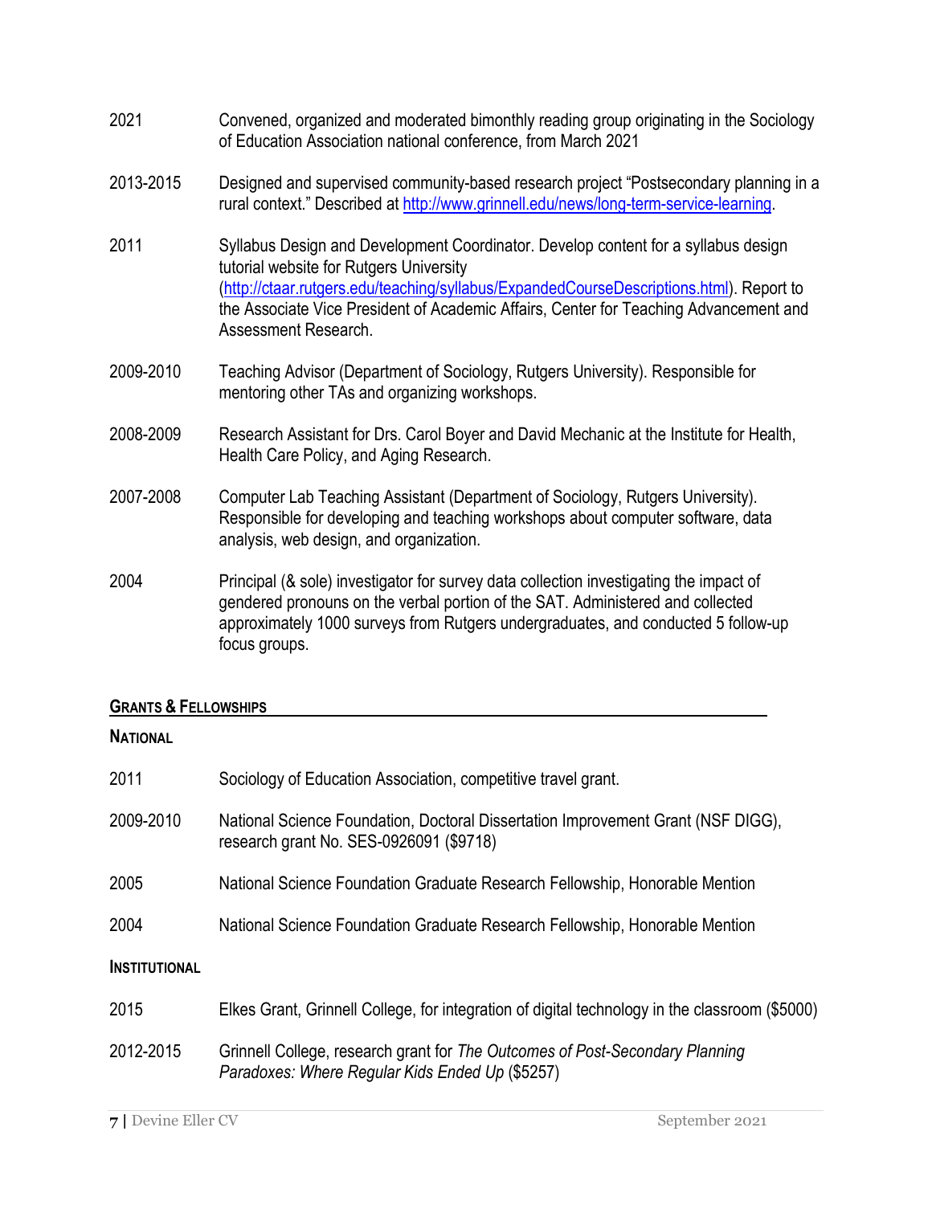2021 Convened, organized and moderated bimonthly reading group originating in the Sociology of Education Association national conference, from March 2021

2013-2015 Designed and supervised community-based research project "Postsecondary planning in a rural context." Described at [http://www.grinnell.edu/news/long-term-service-learning](http://www.grinnell.edu/news/long-term-service-learning).

2011 Syllabus Design and Development Coordinator. Develop content for a syllabus design tutorial website for Rutgers University ([http://ctaar.rutgers.edu/teaching/syllabus/ExpandedCourseDescriptions.html](http://ctaar.rutgers.edu/teaching/syllabus/ExpandedCourseDescriptions.html)). Report to the Associate Vice President of Academic Affairs, Center for Teaching Advancement and Assessment Research.

2009-2010 Teaching Advisor (Department of Sociology, Rutgers University). Responsible for mentoring other TAs and organizing workshops.

2008-2009 Research Assistant for Drs. Carol Boyer and David Mechanic at the Institute for Health, Health Care Policy, and Aging Research.

2007-2008 Computer Lab Teaching Assistant (Department of Sociology, Rutgers University). Responsible for developing and teaching workshops about computer software, data analysis, web design, and organization.

2004 Principal (& sole) investigator for survey data collection investigating the impact of gendered pronouns on the verbal portion of the SAT. Administered and collected approximately 1000 surveys from Rutgers undergraduates, and conducted 5 follow-up focus groups.

## GRANTS & FELLOWSHIPS

### NATIONAL

2011 Sociology of Education Association, competitive travel grant.

2009-2010 National Science Foundation, Doctoral Dissertation Improvement Grant (NSF DIGG), research grant No. SES-0926091 ($9718)

2005 National Science Foundation Graduate Research Fellowship, Honorable Mention

2004 National Science Foundation Graduate Research Fellowship, Honorable Mention

### INSTITUTIONAL

2015 Elkes Grant, Grinnell College, for integration of digital technology in the classroom ($5000)

2012-2015 Grinnell College, research grant for *The Outcomes of Post-Secondary Planning Paradoxes: Where Regular Kids Ended Up* ($5257)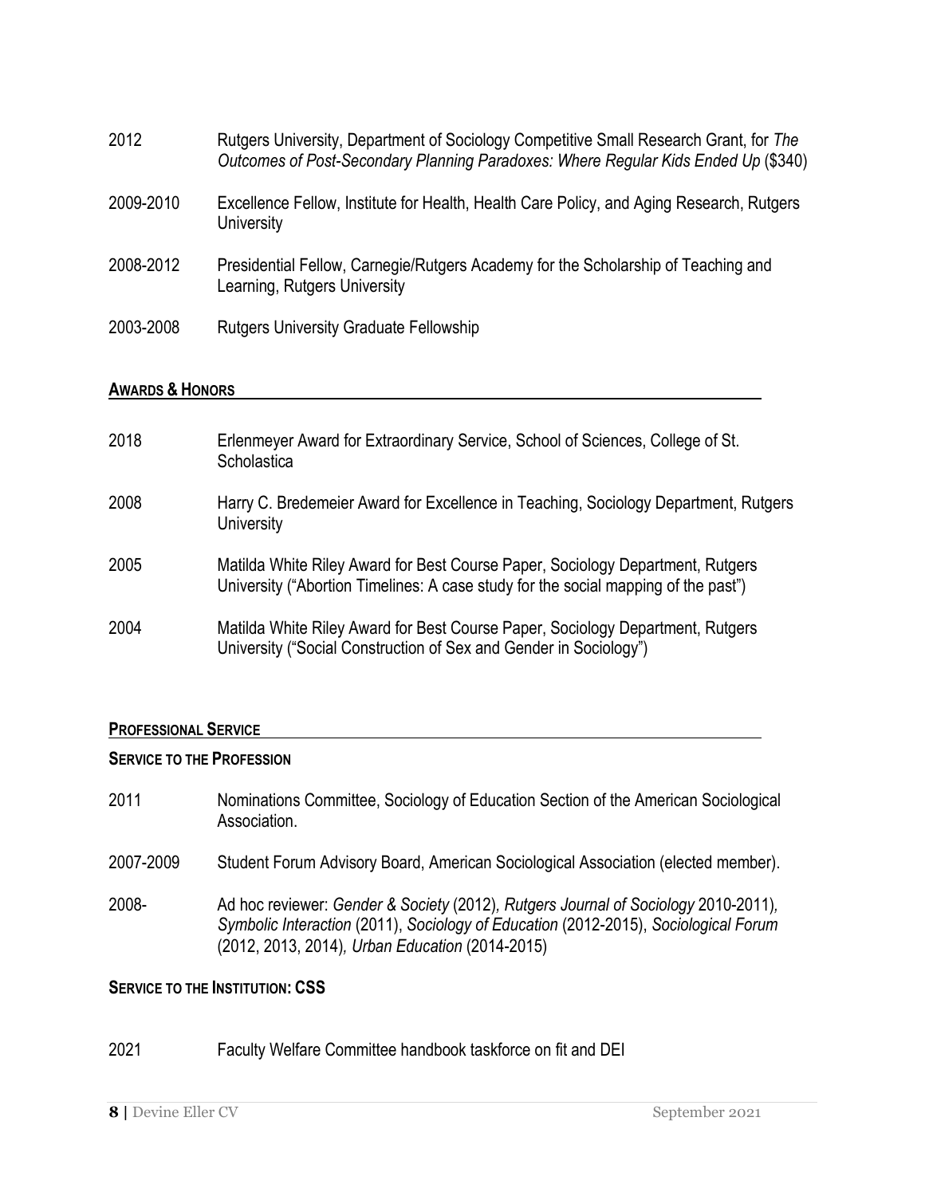2012 Rutgers University, Department of Sociology Competitive Small Research Grant, for *The Outcomes of Post-Secondary Planning Paradoxes: Where Regular Kids Ended Up* ($340)

2009-2010 Excellence Fellow, Institute for Health, Health Care Policy, and Aging Research, Rutgers University

2008-2012 Presidential Fellow, Carnegie/Rutgers Academy for the Scholarship of Teaching and Learning, Rutgers University

2003-2008 Rutgers University Graduate Fellowship

## AWARDS & HONORS

2018 Erlenmeyer Award for Extraordinary Service, School of Sciences, College of St. Scholastica

2008 Harry C. Bredemeier Award for Excellence in Teaching, Sociology Department, Rutgers University

2005 Matilda White Riley Award for Best Course Paper, Sociology Department, Rutgers University ("Abortion Timelines: A case study for the social mapping of the past")

2004 Matilda White Riley Award for Best Course Paper, Sociology Department, Rutgers University ("Social Construction of Sex and Gender in Sociology")

## PROFESSIONAL SERVICE

### SERVICE TO THE PROFESSION

2011 Nominations Committee, Sociology of Education Section of the American Sociological Association.

2007-2009 Student Forum Advisory Board, American Sociological Association (elected member).

2008- Ad hoc reviewer: *Gender & Society* (2012), *Rutgers Journal of Sociology* 2010-2011), *Symbolic Interaction* (2011), *Sociology of Education* (2012-2015), *Sociological Forum* (2012, 2013, 2014), *Urban Education* (2014-2015)

### SERVICE TO THE INSTITUTION: CSS

2021 Faculty Welfare Committee handbook taskforce on fit and DEI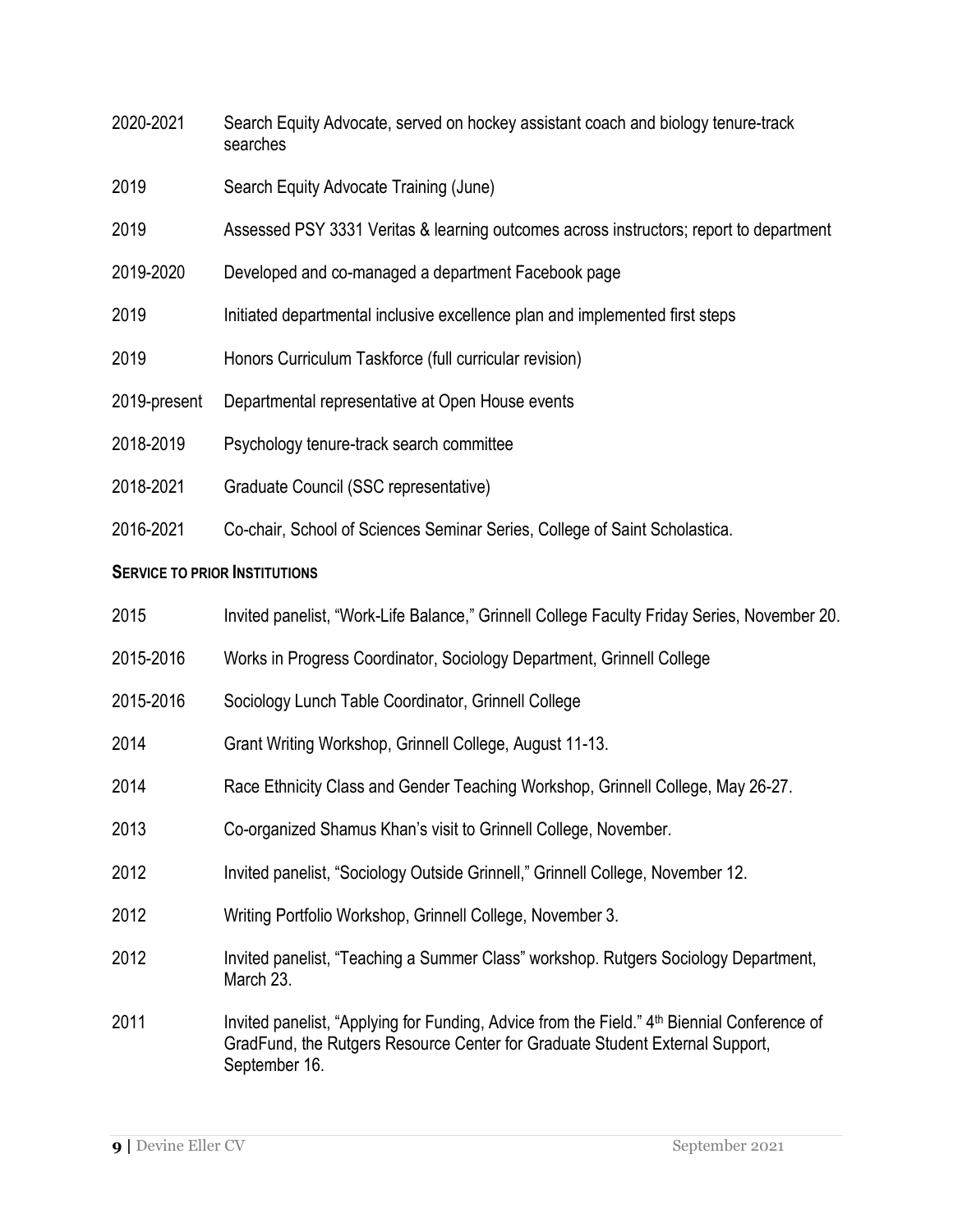2020-2021 Search Equity Advocate, served on hockey assistant coach and biology tenure-track searches

2019 Search Equity Advocate Training (June)

2019 Assessed PSY 3331 Veritas & learning outcomes across instructors; report to department

2019-2020 Developed and co-managed a department Facebook page

2019 Initiated departmental inclusive excellence plan and implemented first steps

2019 Honors Curriculum Taskforce (full curricular revision)

2019-present Departmental representative at Open House events

2018-2019 Psychology tenure-track search committee

2018-2021 Graduate Council (SSC representative)

2016-2021 Co-chair, School of Sciences Seminar Series, College of Saint Scholastica.

**SERVICE TO PRIOR INSTITUTIONS**

2015 Invited panelist, "Work-Life Balance," Grinnell College Faculty Friday Series, November 20.

2015-2016 Works in Progress Coordinator, Sociology Department, Grinnell College

2015-2016 Sociology Lunch Table Coordinator, Grinnell College

2014 Grant Writing Workshop, Grinnell College, August 11-13.

2014 Race Ethnicity Class and Gender Teaching Workshop, Grinnell College, May 26-27.

2013 Co-organized Shamus Khan's visit to Grinnell College, November.

2012 Invited panelist, "Sociology Outside Grinnell," Grinnell College, November 12.

2012 Writing Portfolio Workshop, Grinnell College, November 3.

2012 Invited panelist, "Teaching a Summer Class" workshop. Rutgers Sociology Department, March 23.

2011 Invited panelist, "Applying for Funding, Advice from the Field." 4th Biennial Conference of GradFund, the Rutgers Resource Center for Graduate Student External Support, September 16.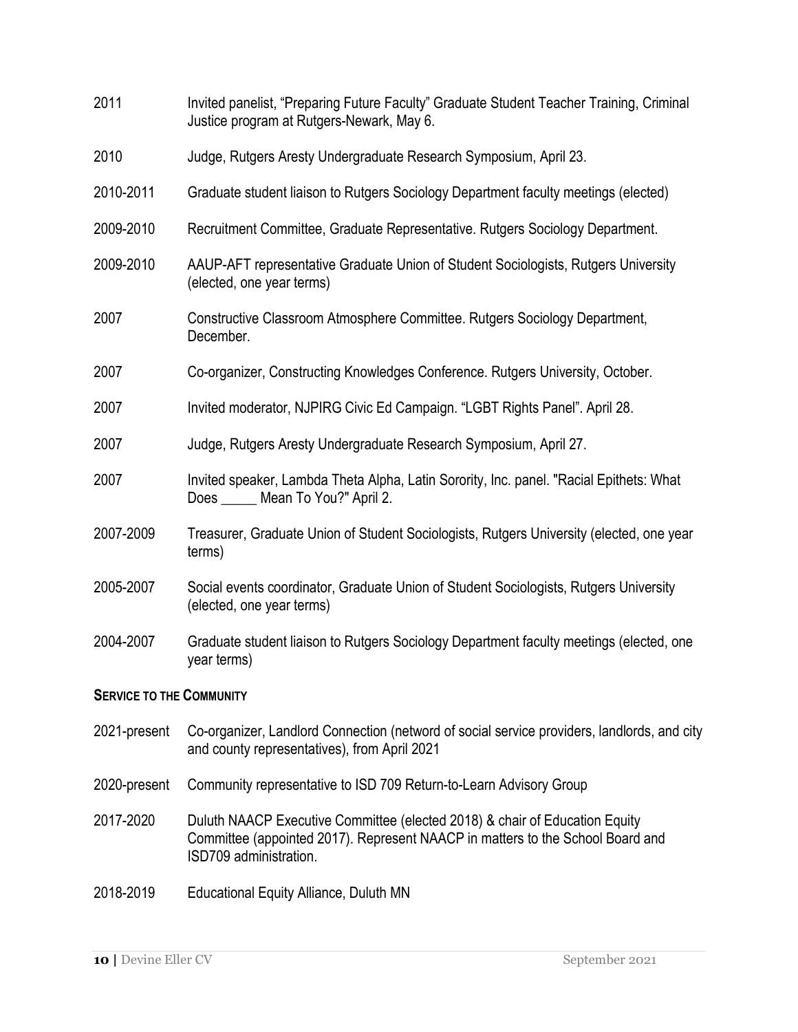2011 Invited panelist, "Preparing Future Faculty" Graduate Student Teacher Training, Criminal Justice program at Rutgers-Newark, May 6.

2010 Judge, Rutgers Aresty Undergraduate Research Symposium, April 23.

2010-2011 Graduate student liaison to Rutgers Sociology Department faculty meetings (elected)

2009-2010 Recruitment Committee, Graduate Representative. Rutgers Sociology Department.

2009-2010 AAUP-AFT representative Graduate Union of Student Sociologists, Rutgers University (elected, one year terms)

2007 Constructive Classroom Atmosphere Committee. Rutgers Sociology Department, December.

2007 Co-organizer, Constructing Knowledges Conference. Rutgers University, October.

2007 Invited moderator, NJPIRG Civic Ed Campaign. "LGBT Rights Panel". April 28.

2007 Judge, Rutgers Aresty Undergraduate Research Symposium, April 27.

2007 Invited speaker, Lambda Theta Alpha, Latin Sorority, Inc. panel. "Racial Epithets: What Does _____ Mean To You?" April 2.

2007-2009 Treasurer, Graduate Union of Student Sociologists, Rutgers University (elected, one year terms)

2005-2007 Social events coordinator, Graduate Union of Student Sociologists, Rutgers University (elected, one year terms)

2004-2007 Graduate student liaison to Rutgers Sociology Department faculty meetings (elected, one year terms)

### Service to the Community

2021-present Co-organizer, Landlord Connection (netword of social service providers, landlords, and city and county representatives), from April 2021

2020-present Community representative to ISD 709 Return-to-Learn Advisory Group

2017-2020 Duluth NAACP Executive Committee (elected 2018) & chair of Education Equity Committee (appointed 2017). Represent NAACP in matters to the School Board and ISD709 administration.

2018-2019 Educational Equity Alliance, Duluth MN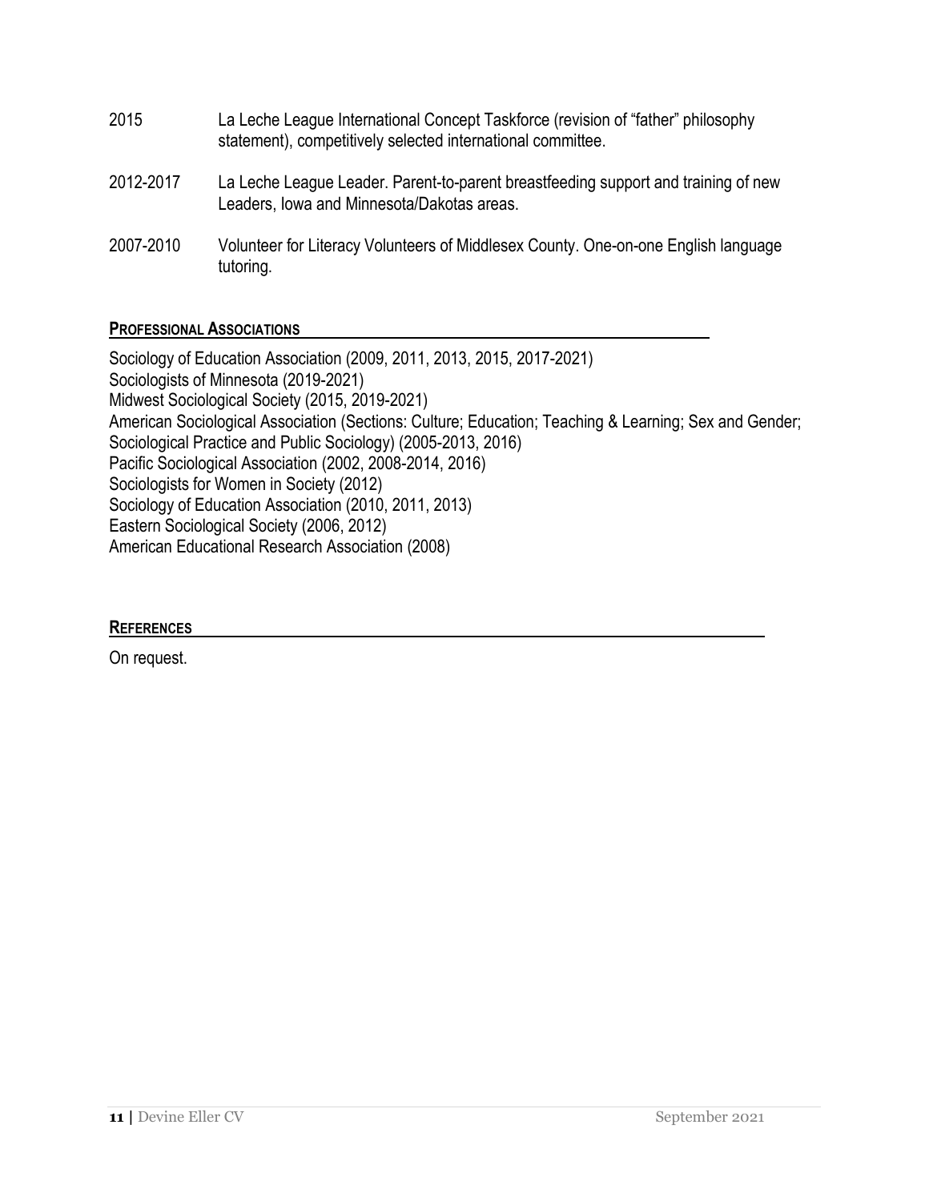2015 La Leche League International Concept Taskforce (revision of "father" philosophy statement), competitively selected international committee.

2012-2017 La Leche League Leader. Parent-to-parent breastfeeding support and training of new Leaders, Iowa and Minnesota/Dakotas areas.

2007-2010 Volunteer for Literacy Volunteers of Middlesex County. One-on-one English language tutoring.

## PROFESSIONAL ASSOCIATIONS

Sociology of Education Association (2009, 2011, 2013, 2015, 2017-2021)
Sociologists of Minnesota (2019-2021)
Midwest Sociological Society (2015, 2019-2021)
American Sociological Association (Sections: Culture; Education; Teaching & Learning; Sex and Gender; Sociological Practice and Public Sociology) (2005-2013, 2016)
Pacific Sociological Association (2002, 2008-2014, 2016)
Sociologists for Women in Society (2012)
Sociology of Education Association (2010, 2011, 2013)
Eastern Sociological Society (2006, 2012)
American Educational Research Association (2008)

## REFERENCES

On request.